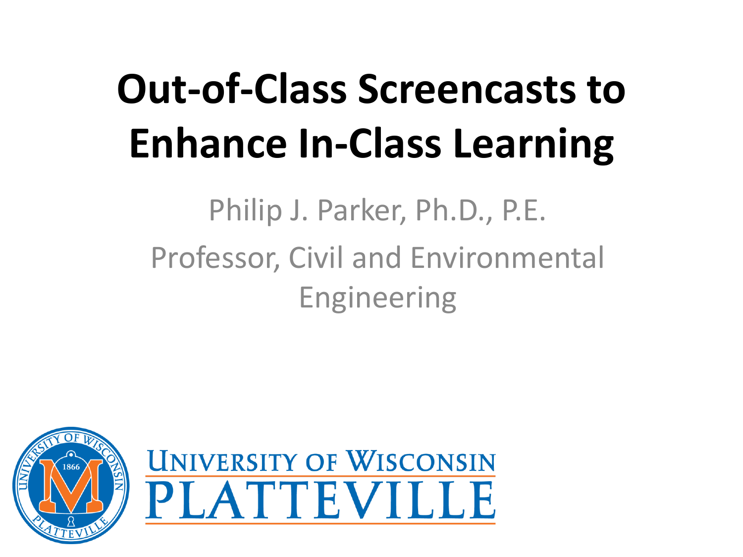# Out-of-Class Screencasts to Enhance In-Class Learning

Philip J. Parker, Ph.D., P.E.

Professor, Civil and Environmental Engineering

University of Wisconsin Platteville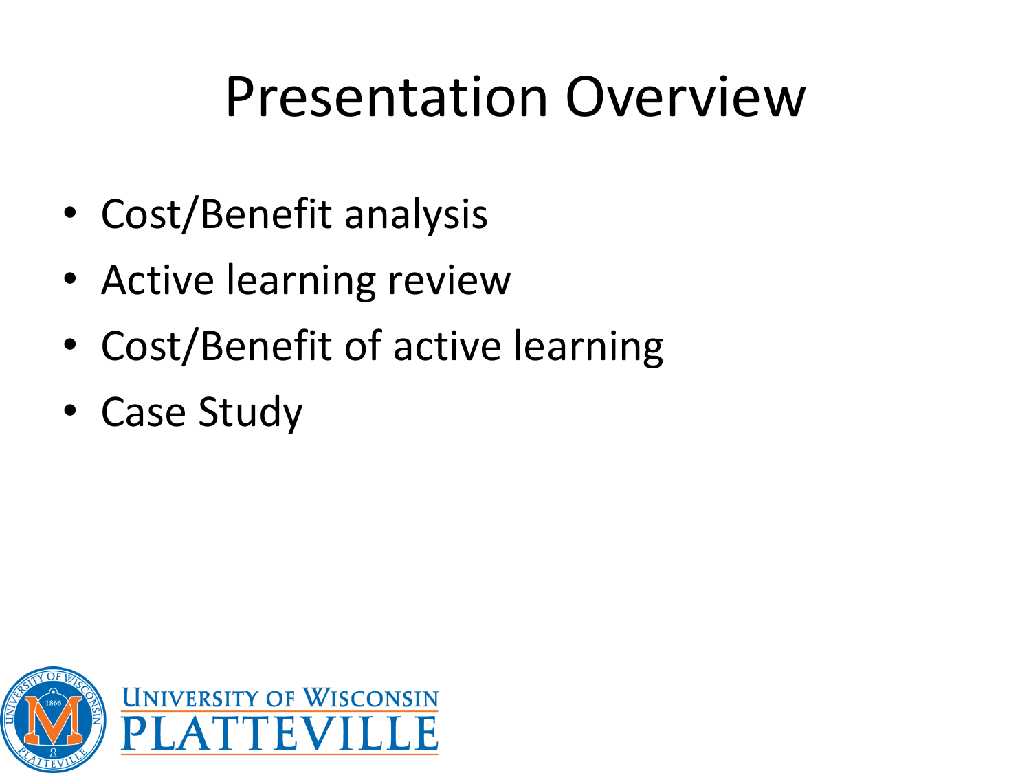# Presentation Overview

- Cost/Benefit analysis
- Active learning review
- Cost/Benefit of active learning
- Case Study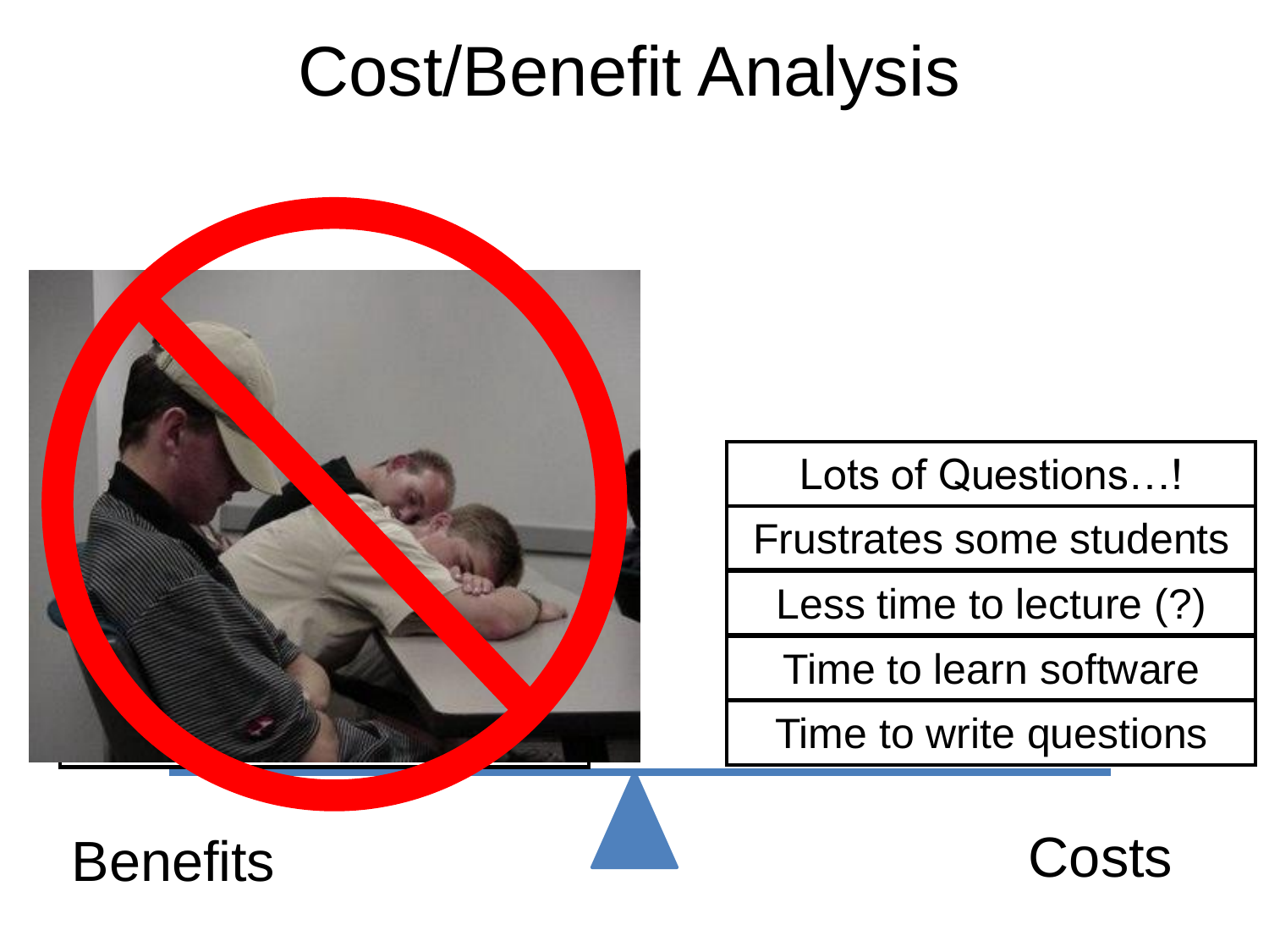# Cost/Benefit Analysis

- Lots of Questions…!
- Frustrates some students
- Less time to lecture (?)
- Time to learn software
- Time to write questions

Benefits

Costs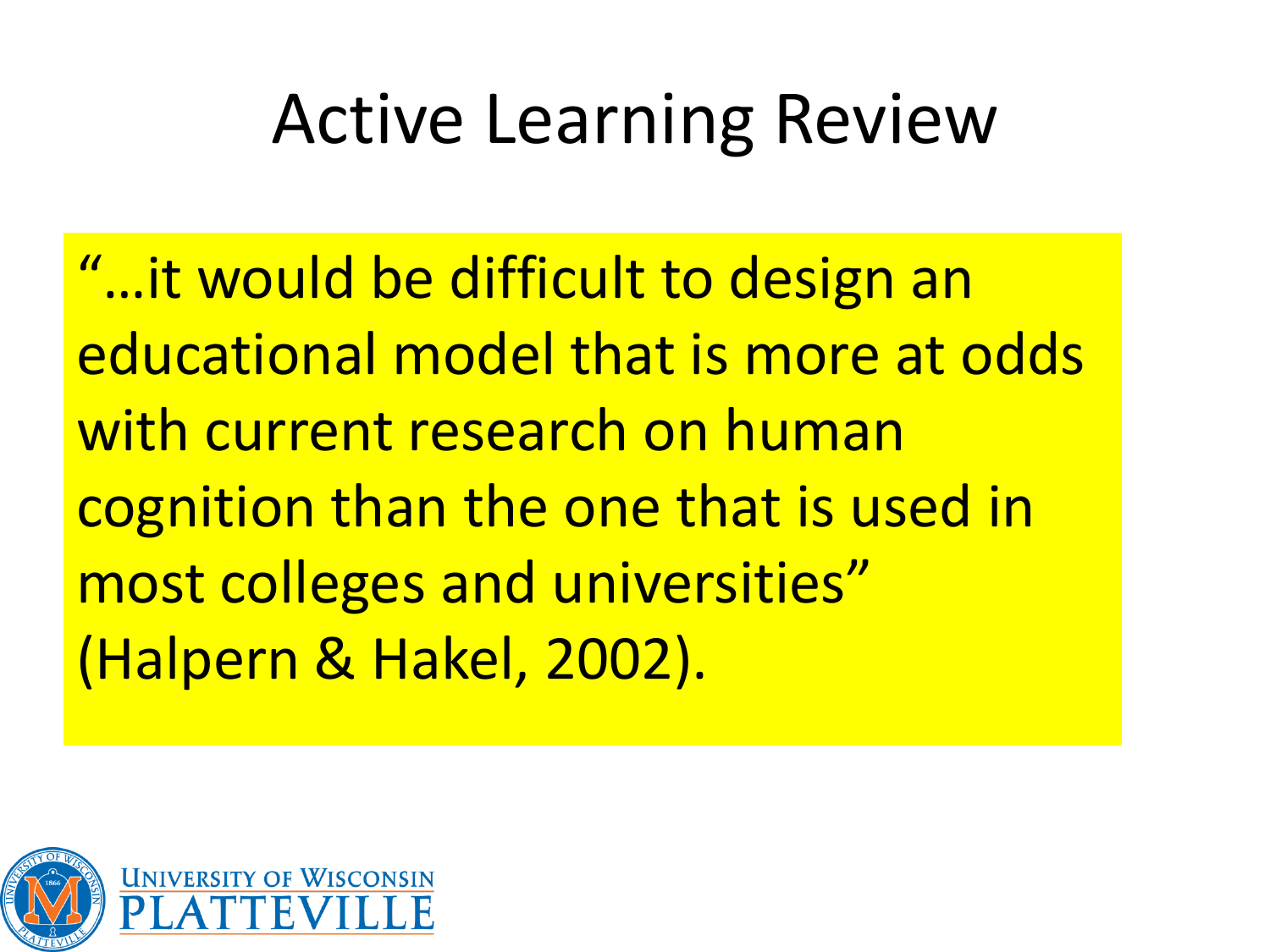# Active Learning Review

"…it would be difficult to design an educational model that is more at odds with current research on human cognition than the one that is used in most colleges and universities" (Halpern & Hakel, 2002).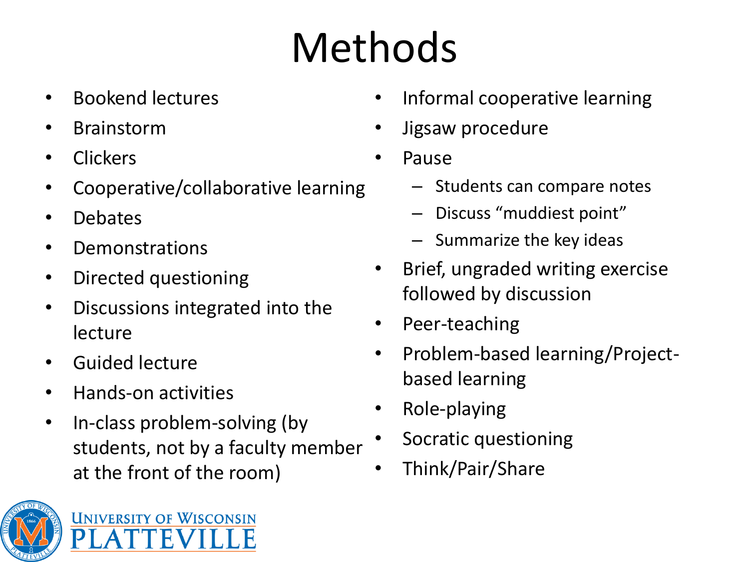# Methods

- Bookend lectures
- Brainstorm
- Clickers
- Cooperative/collaborative learning
- Debates
- Demonstrations
- Directed questioning
- Discussions integrated into the lecture
- Guided lecture
- Hands-on activities
- In-class problem-solving (by students, not by a faculty member at the front of the room)
- Informal cooperative learning
- Jigsaw procedure
- Pause
  - Students can compare notes
  - Discuss "muddiest point"
  - Summarize the key ideas
- Brief, ungraded writing exercise followed by discussion
- Peer-teaching
- Problem-based learning/Project-based learning
- Role-playing
- Socratic questioning
- Think/Pair/Share

University of Wisconsin
PLATTEVILLE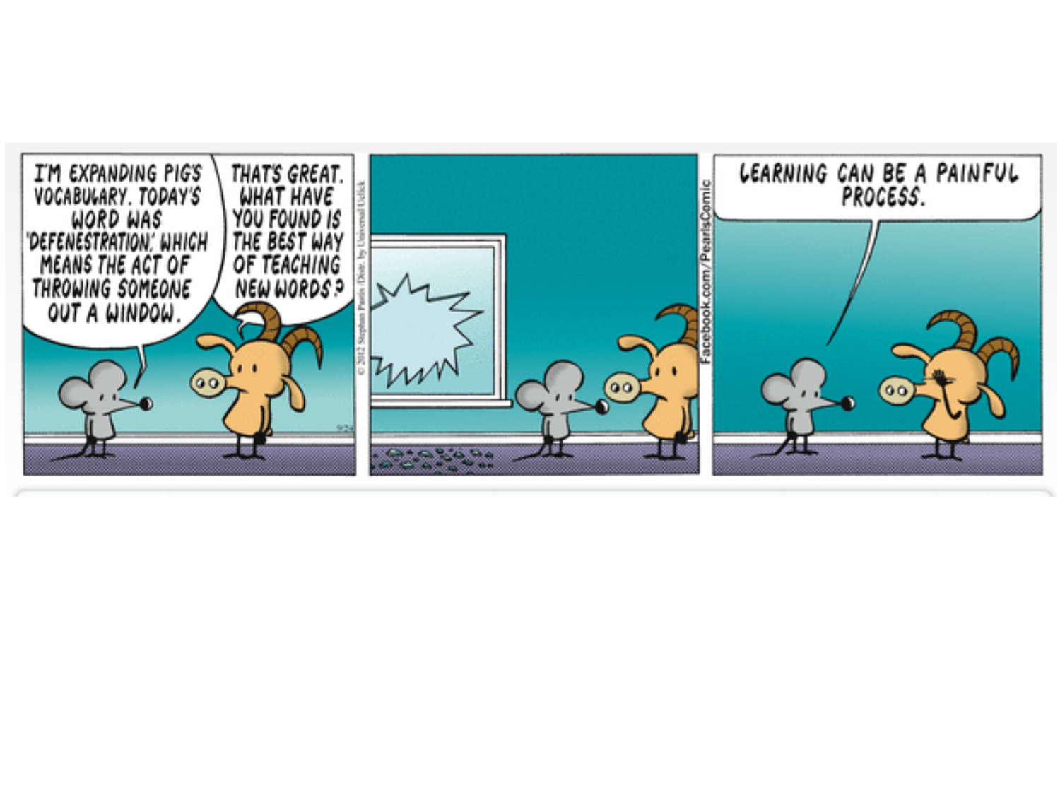I'M EXPANDING PIG'S VOCABULARY. TODAY'S WORD WAS 'DEFENESTRATION,' WHICH MEANS THE ACT OF THROWING SOMEONE OUT A WINDOW.

THAT'S GREAT. WHAT HAVE YOU FOUND IS THE BEST WAY OF TEACHING NEW WORDS?

LEARNING CAN BE A PAINFUL PROCESS.

© 2012 Stephan Pastis /Dist. by Universal Uclick

Facebook.com/PearlsComic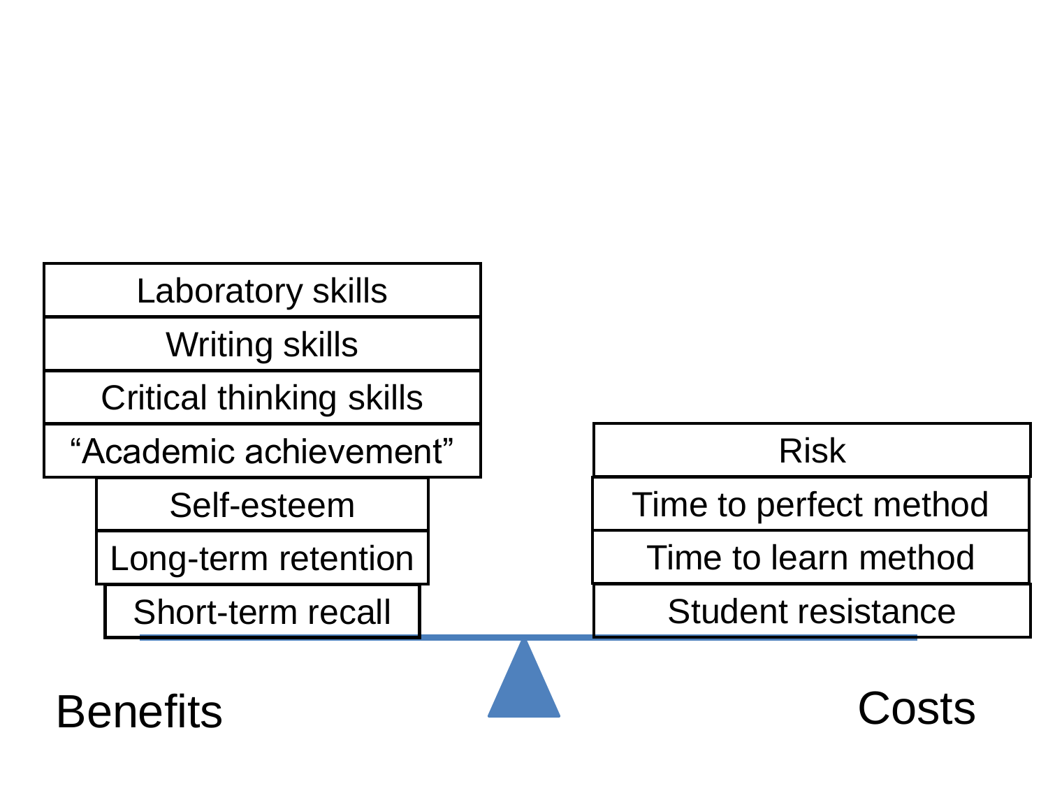Laboratory skills

Writing skills

Critical thinking skills

“Academic achievement”

Self-esteem

Long-term retention

Short-term recall

Risk

Time to perfect method

Time to learn method

Student resistance

Benefits

Costs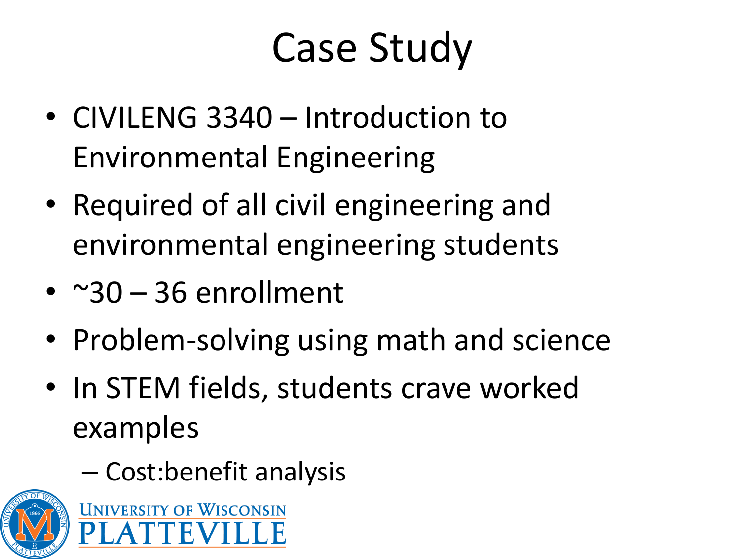# Case Study

- CIVILENG 3340 – Introduction to Environmental Engineering
- Required of all civil engineering and environmental engineering students
- ~30 – 36 enrollment
- Problem-solving using math and science
- In STEM fields, students crave worked examples
  - Cost:benefit analysis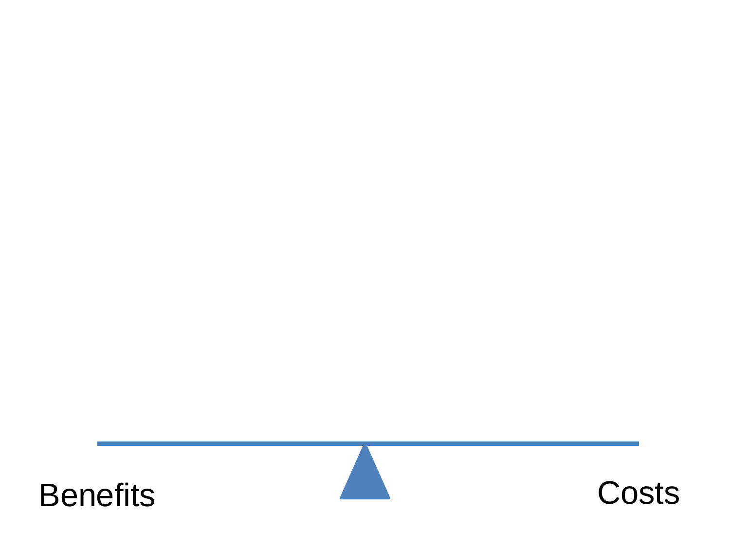Benefits

Costs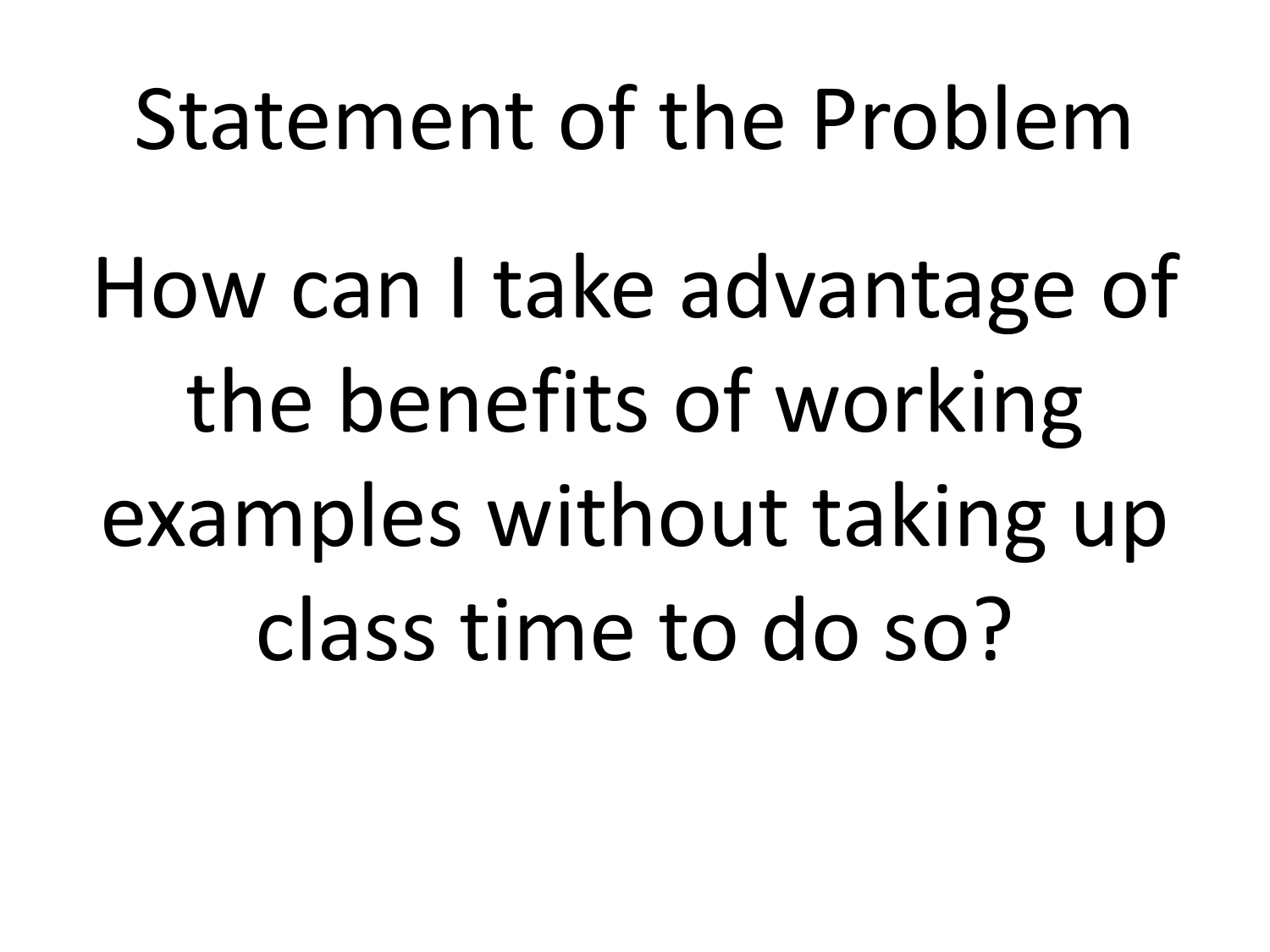# Statement of the Problem

How can I take advantage of the benefits of working examples without taking up class time to do so?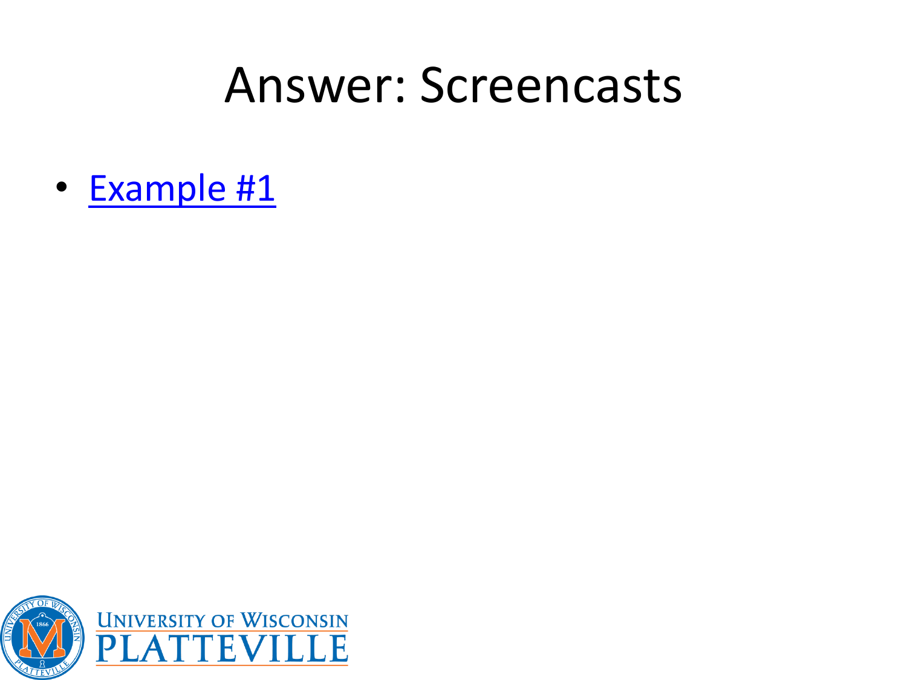# Answer: Screencasts

- Example #1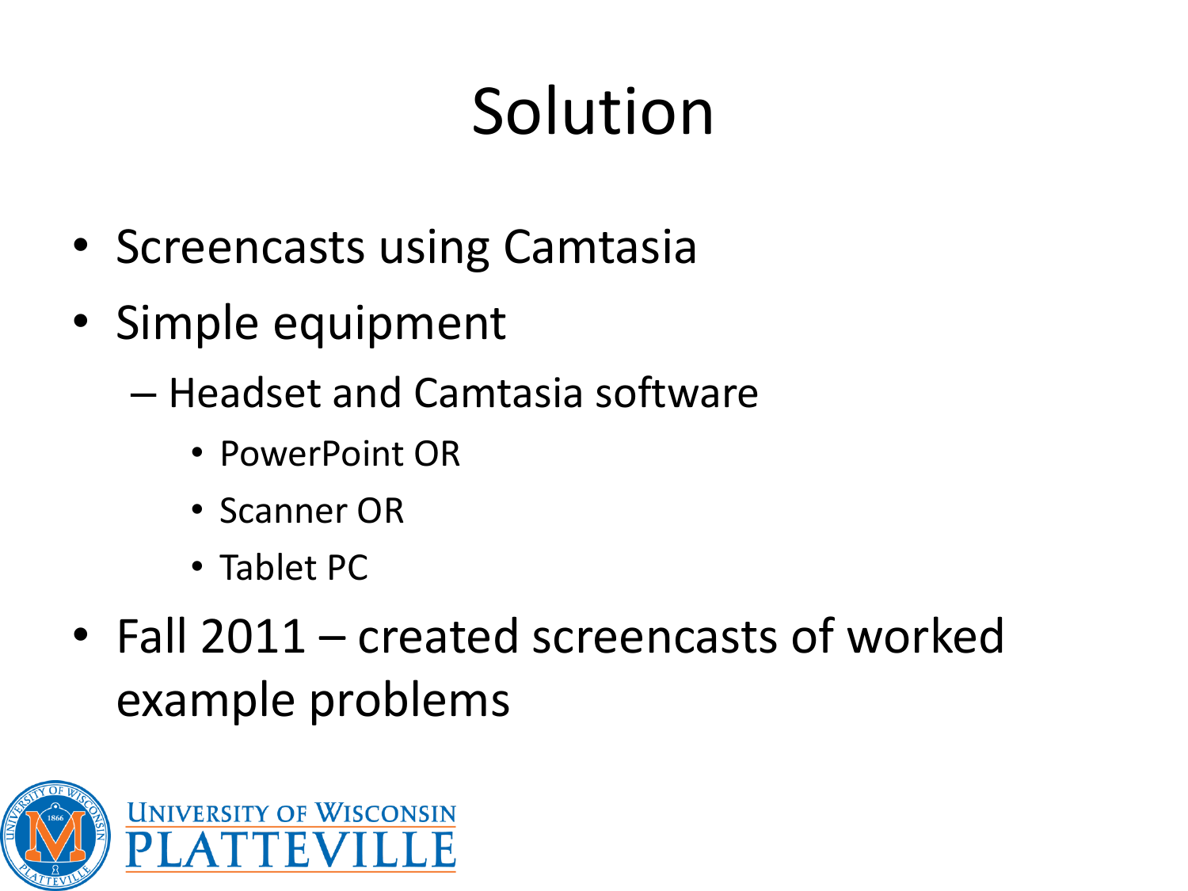# Solution

- Screencasts using Camtasia
- Simple equipment
  - Headset and Camtasia software
    - PowerPoint OR
    - Scanner OR
    - Tablet PC
- Fall 2011 – created screencasts of worked example problems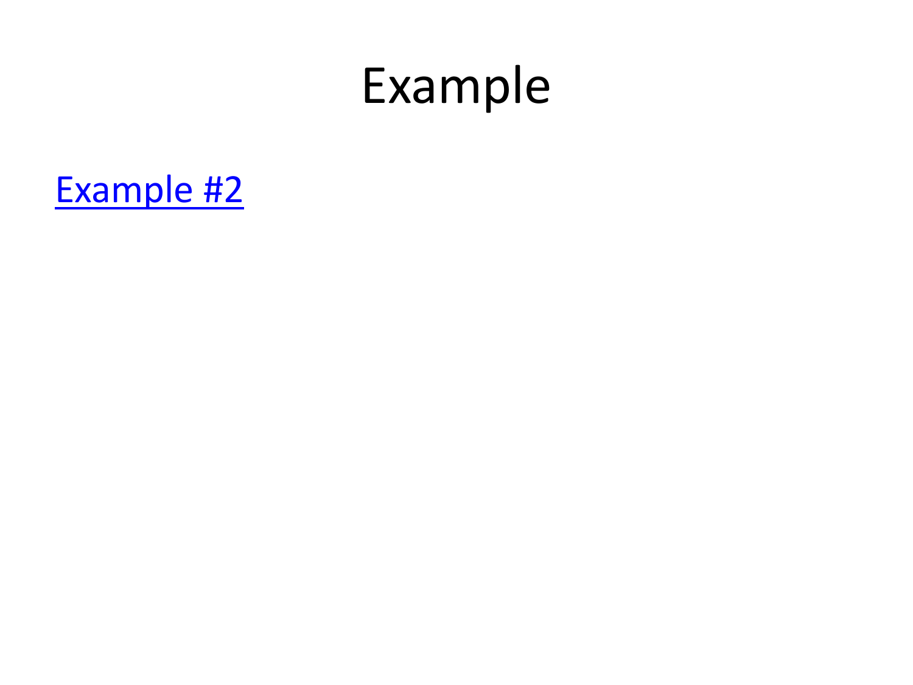# Example

Example #2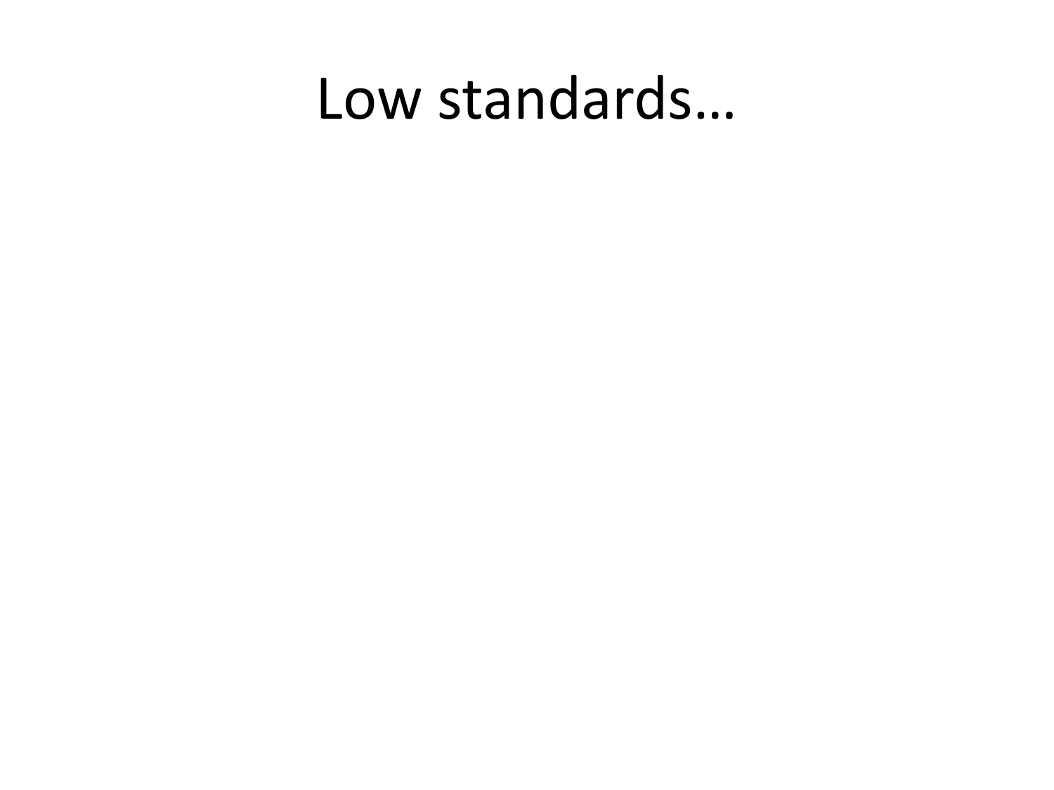# Low standards…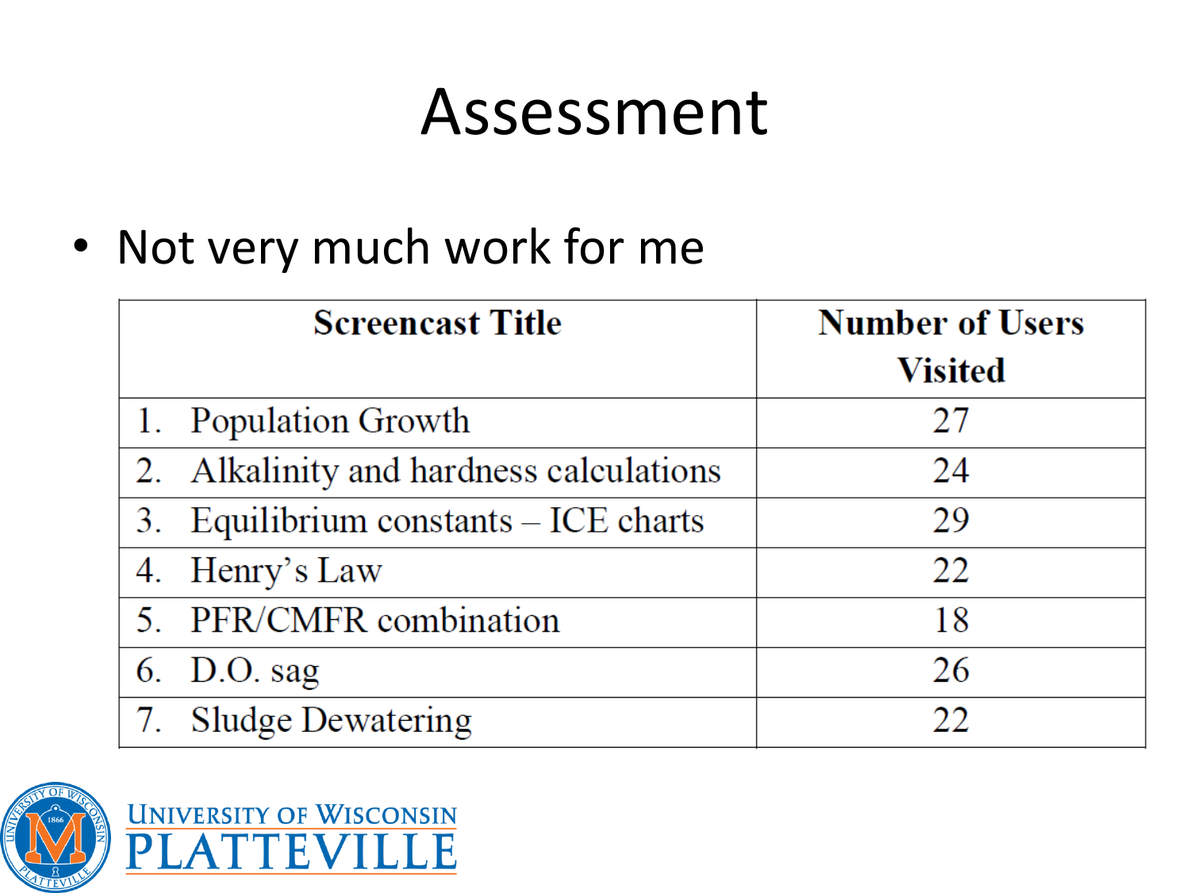# Assessment

- Not very much work for me

| Screencast Title | Number of Users Visited |
|---|---|
| 1. Population Growth | 27 |
| 2. Alkalinity and hardness calculations | 24 |
| 3. Equilibrium constants – ICE charts | 29 |
| 4. Henry's Law | 22 |
| 5. PFR/CMFR combination | 18 |
| 6. D.O. sag | 26 |
| 7. Sludge Dewatering | 22 |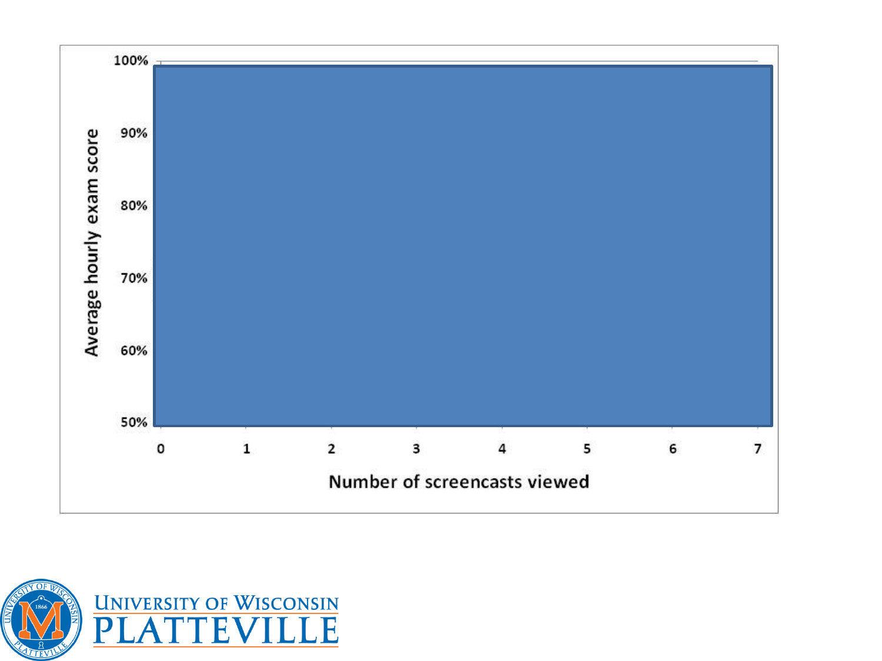100%

90%

80%

70%

60%

50%

Average hourly exam score

0

1

2

3

4

5

6

7

Number of screencasts viewed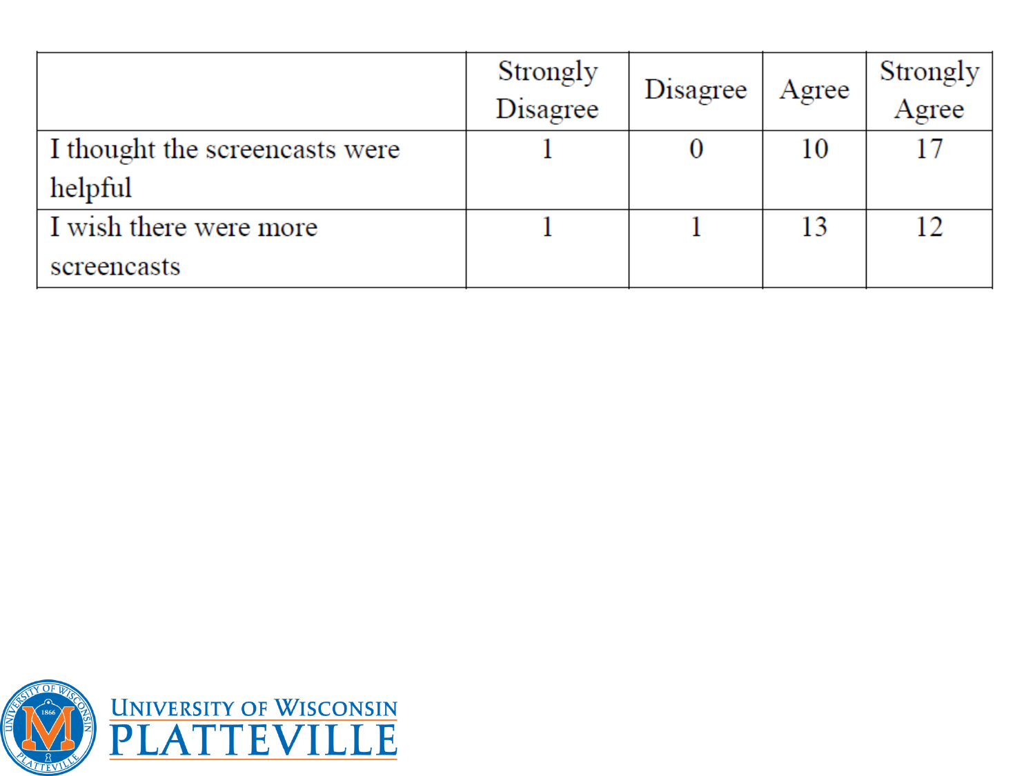| | Strongly Disagree | Disagree | Agree | Strongly Agree |
|---|---|---|---|---|
| I thought the screencasts were helpful | 1 | 0 | 10 | 17 |
| I wish there were more screencasts | 1 | 1 | 13 | 12 |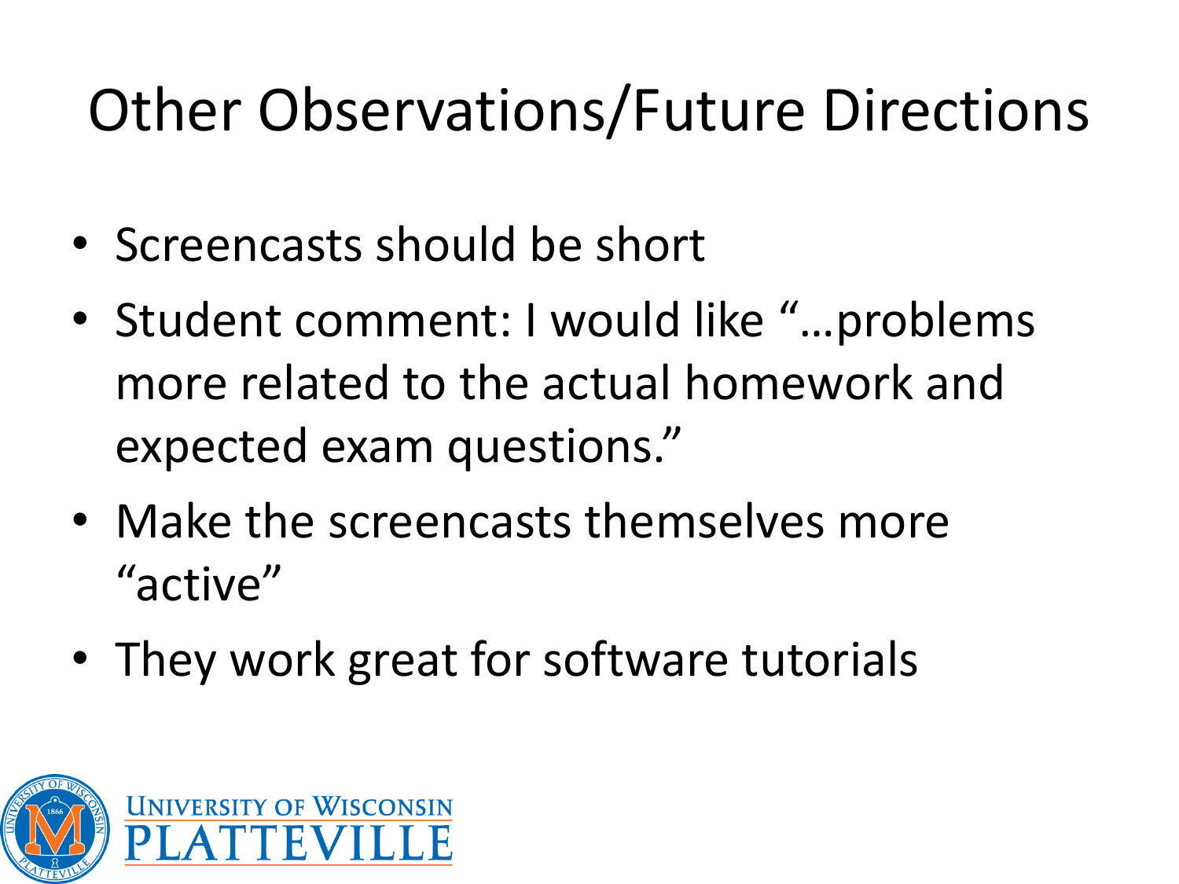# Other Observations/Future Directions

- Screencasts should be short
- Student comment: I would like "…problems more related to the actual homework and expected exam questions."
- Make the screencasts themselves more "active"
- They work great for software tutorials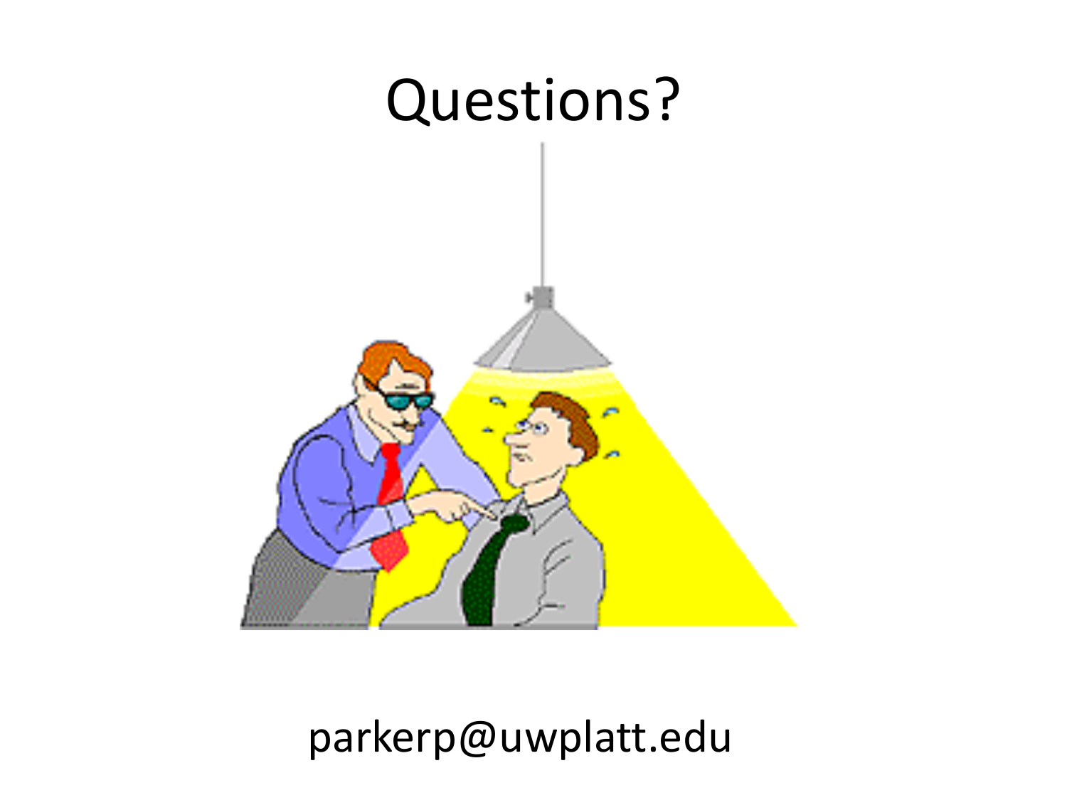# Questions?

parkerp@uwplatt.edu